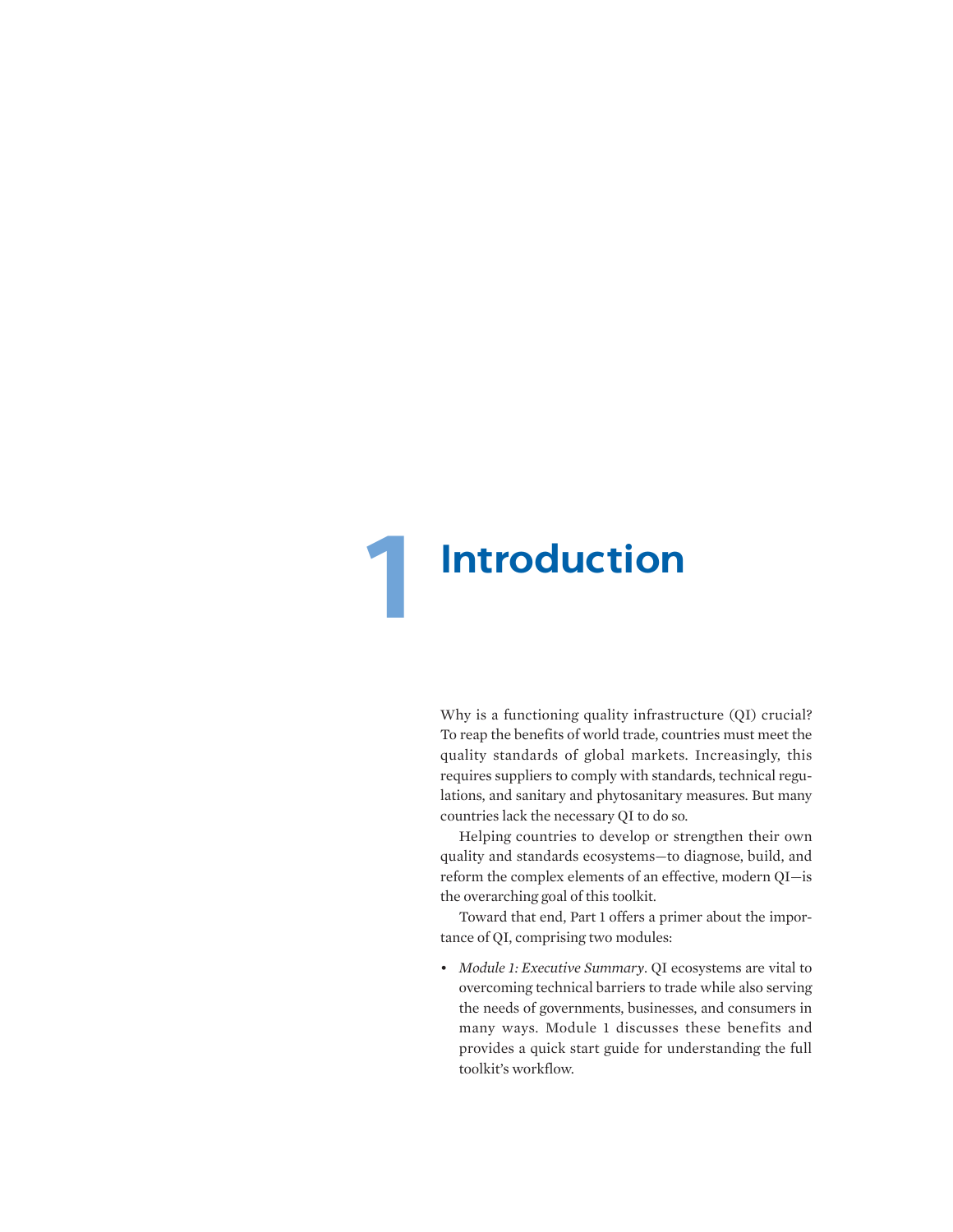# 1 Introduction

Why is a functioning quality infrastructure (QI) crucial? To reap the benefits of world trade, countries must meet the quality standards of global markets. Increasingly, this requires suppliers to comply with standards, technical regulations, and sanitary and phytosanitary measures. But many countries lack the necessary QI to do so.

Helping countries to develop or strengthen their own quality and standards ecosystems—to diagnose, build, and reform the complex elements of an effective, modern QI—is the overarching goal of this toolkit.

Toward that end, Part 1 offers a primer about the importance of QI, comprising two modules:

- *Module 1: Executive Summary*. QI ecosystems are vital to overcoming technical barriers to trade while also serving the needs of governments, businesses, and consumers in many ways. Module 1 discusses these benefits and provides a quick start guide for understanding the full toolkit's workflow.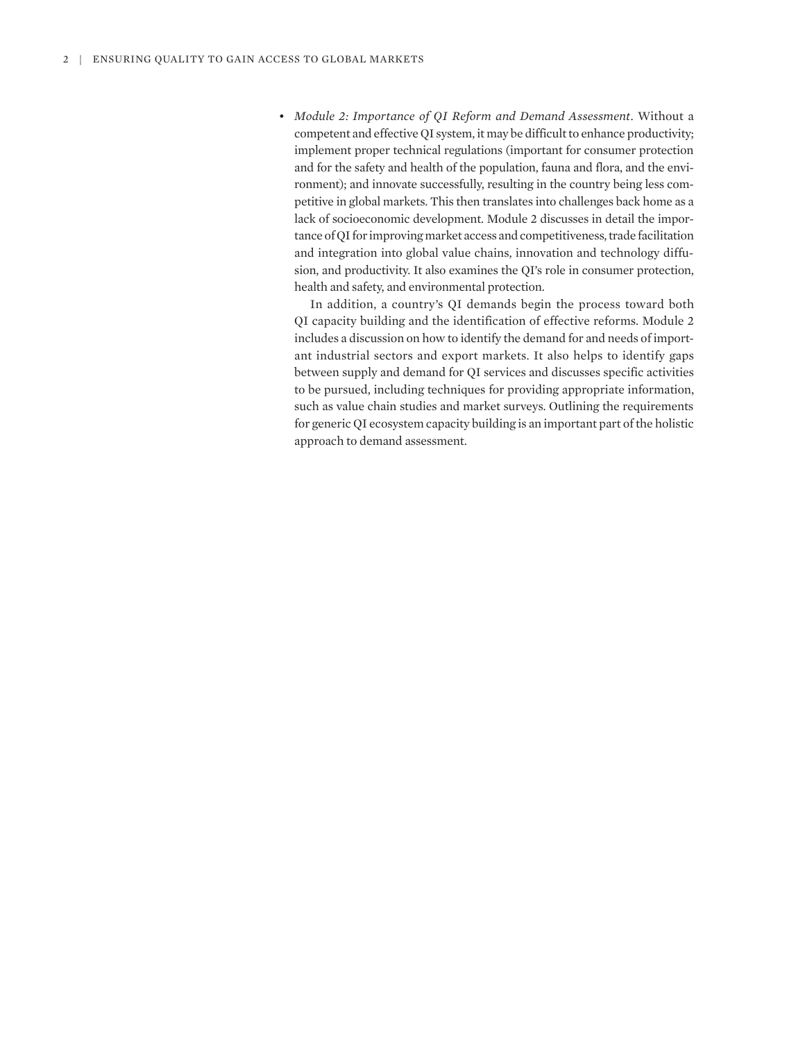- *Module 2: Importance of QI Reform and Demand Assessment*. Without a competent and effective QI system, it may be difficult to enhance productivity; implement proper technical regulations (important for consumer protection and for the safety and health of the population, fauna and flora, and the environment); and innovate successfully, resulting in the country being less competitive in global markets. This then translates into challenges back home as a lack of socioeconomic development. Module 2 discusses in detail the importance of QI for improving market access and competitiveness, trade facilitation and integration into global value chains, innovation and technology diffusion, and productivity. It also examines the QI's role in consumer protection, health and safety, and environmental protection.

  In addition, a country's QI demands begin the process toward both QI capacity building and the identification of effective reforms. Module 2 includes a discussion on how to identify the demand for and needs of important industrial sectors and export markets. It also helps to identify gaps between supply and demand for QI services and discusses specific activities to be pursued, including techniques for providing appropriate information, such as value chain studies and market surveys. Outlining the requirements for generic QI ecosystem capacity building is an important part of the holistic approach to demand assessment.